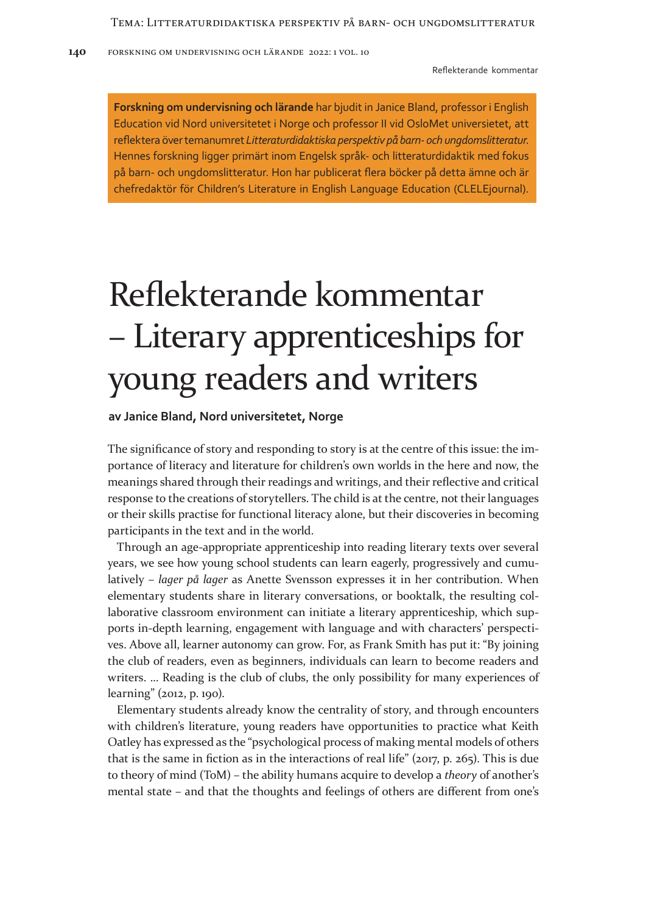**Forskning om undervisning och lärande** har bjudit in Janice Bland, professor i English Education vid Nord universitetet i Norge och professor II vid OsloMet universietet, att reflektera över temanumret *Litteraturdidaktiska perspektiv på barn- och ungdomslitteratur*. Hennes forskning ligger primärt inom Engelsk språk- och litteraturdidaktik med fokus på barn- och ungdomslitteratur. Hon har publicerat flera böcker på detta ämne och är chefredaktör för Children's Literature in English Language Education (CLELEjournal).

# Reflekterande kommentar – Literary apprenticeships for young readers and writers

**av Janice Bland, Nord universitetet, Norge**

The significance of story and responding to story is at the centre of this issue: the importance of literacy and literature for children's own worlds in the here and now, the meanings shared through their readings and writings, and their reflective and critical response to the creations of storytellers. The child is at the centre, not their languages or their skills practise for functional literacy alone, but their discoveries in becoming participants in the text and in the world.

Through an age-appropriate apprenticeship into reading literary texts over several years, we see how young school students can learn eagerly, progressively and cumulatively – *lager på lager* as Anette Svensson expresses it in her contribution. When elementary students share in literary conversations, or booktalk, the resulting collaborative classroom environment can initiate a literary apprenticeship, which supports in-depth learning, engagement with language and with characters' perspectives. Above all, learner autonomy can grow. For, as Frank Smith has put it: "By joining the club of readers, even as beginners, individuals can learn to become readers and writers. … Reading is the club of clubs, the only possibility for many experiences of learning" (2012, p. 190).

Elementary students already know the centrality of story, and through encounters with children's literature, young readers have opportunities to practice what Keith Oatley has expressed as the "psychological process of making mental models of others that is the same in fiction as in the interactions of real life" (2017, p. 265). This is due to theory of mind (ToM) – the ability humans acquire to develop a *theory* of another's mental state – and that the thoughts and feelings of others are different from one's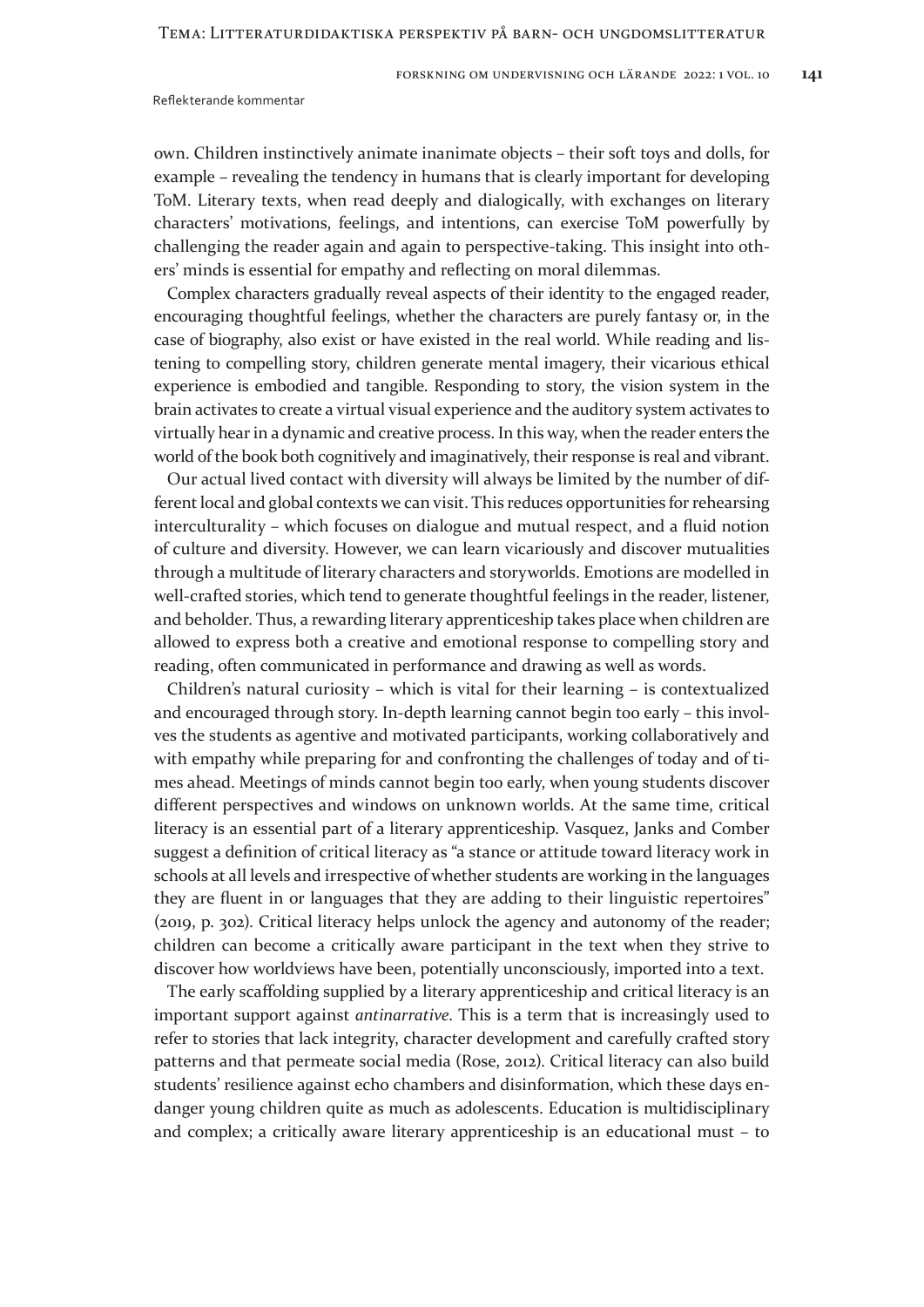own. Children instinctively animate inanimate objects – their soft toys and dolls, for example – revealing the tendency in humans that is clearly important for developing ToM. Literary texts, when read deeply and dialogically, with exchanges on literary characters' motivations, feelings, and intentions, can exercise ToM powerfully by challenging the reader again and again to perspective-taking. This insight into others' minds is essential for empathy and reflecting on moral dilemmas.

Complex characters gradually reveal aspects of their identity to the engaged reader, encouraging thoughtful feelings, whether the characters are purely fantasy or, in the case of biography, also exist or have existed in the real world. While reading and listening to compelling story, children generate mental imagery, their vicarious ethical experience is embodied and tangible. Responding to story, the vision system in the brain activates to create a virtual visual experience and the auditory system activates to virtually hear in a dynamic and creative process. In this way, when the reader enters the world of the book both cognitively and imaginatively, their response is real and vibrant.

Our actual lived contact with diversity will always be limited by the number of different local and global contexts we can visit. This reduces opportunities for rehearsing interculturality – which focuses on dialogue and mutual respect, and a fluid notion of culture and diversity. However, we can learn vicariously and discover mutualities through a multitude of literary characters and storyworlds. Emotions are modelled in well-crafted stories, which tend to generate thoughtful feelings in the reader, listener, and beholder. Thus, a rewarding literary apprenticeship takes place when children are allowed to express both a creative and emotional response to compelling story and reading, often communicated in performance and drawing as well as words.

Children's natural curiosity – which is vital for their learning – is contextualized and encouraged through story. In-depth learning cannot begin too early – this involves the students as agentive and motivated participants, working collaboratively and with empathy while preparing for and confronting the challenges of today and of times ahead. Meetings of minds cannot begin too early, when young students discover different perspectives and windows on unknown worlds. At the same time, critical literacy is an essential part of a literary apprenticeship. Vasquez, Janks and Comber suggest a definition of critical literacy as "a stance or attitude toward literacy work in schools at all levels and irrespective of whether students are working in the languages they are fluent in or languages that they are adding to their linguistic repertoires" (2019, p. 302). Critical literacy helps unlock the agency and autonomy of the reader; children can become a critically aware participant in the text when they strive to discover how worldviews have been, potentially unconsciously, imported into a text.

The early scaffolding supplied by a literary apprenticeship and critical literacy is an important support against *antinarrative*. This is a term that is increasingly used to refer to stories that lack integrity, character development and carefully crafted story patterns and that permeate social media (Rose, 2012). Critical literacy can also build students' resilience against echo chambers and disinformation, which these days endanger young children quite as much as adolescents. Education is multidisciplinary and complex; a critically aware literary apprenticeship is an educational must – to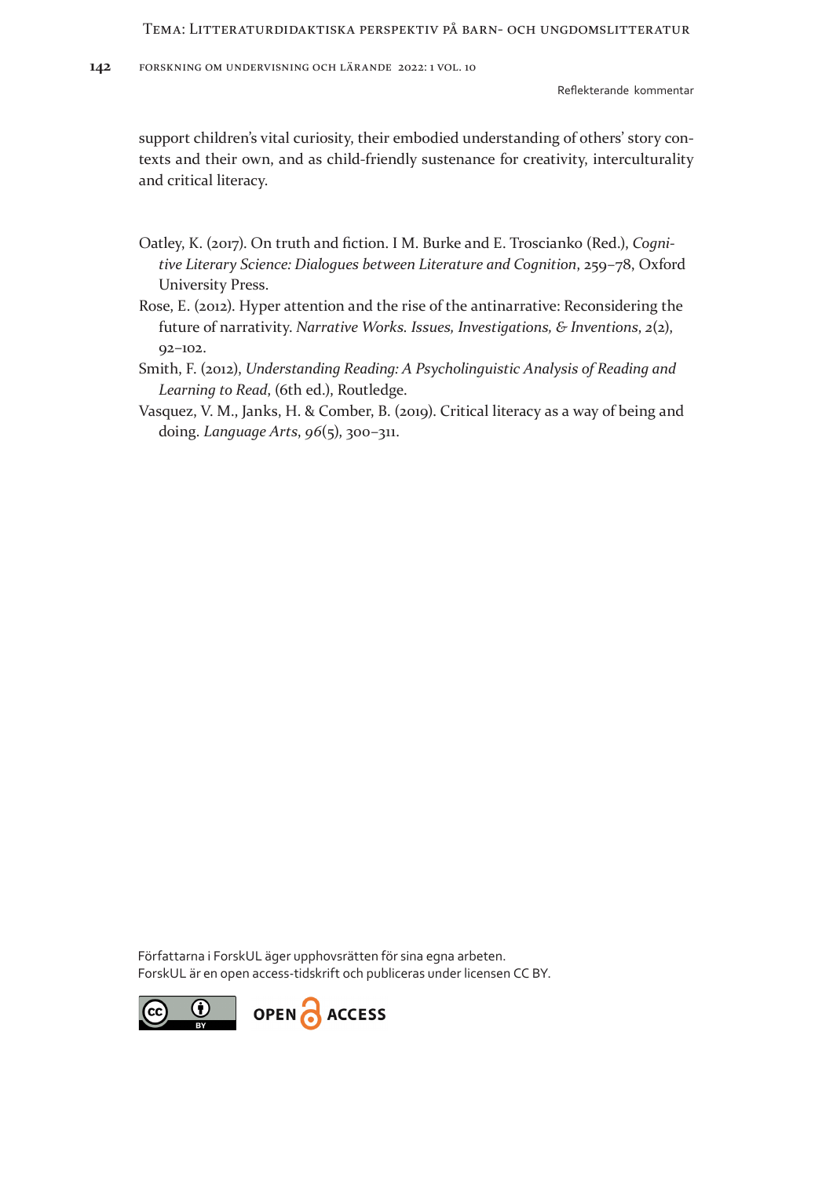support children's vital curiosity, their embodied understanding of others' story contexts and their own, and as child-friendly sustenance for creativity, interculturality and critical literacy.

Oatley, K. (2017). On truth and fiction. I M. Burke and E. Troscianko (Red.), *Cognitive Literary Science: Dialogues between Literature and Cognition*, 259–78, Oxford University Press.

Rose, E. (2012). Hyper attention and the rise of the antinarrative: Reconsidering the future of narrativity. *Narrative Works. Issues, Investigations, & Inventions*, *2*(2), 92–102.

Smith, F. (2012), *Understanding Reading: A Psycholinguistic Analysis of Reading and Learning to Read*, (6th ed.), Routledge.

Vasquez, V. M., Janks, H. & Comber, B. (2019). Critical literacy as a way of being and doing. *Language Arts*, *96*(5), 300–311.

Författarna i ForskUL äger upphovsrätten för sina egna arbeten.
ForskUL är en open access-tidskrift och publiceras under licensen CC BY.